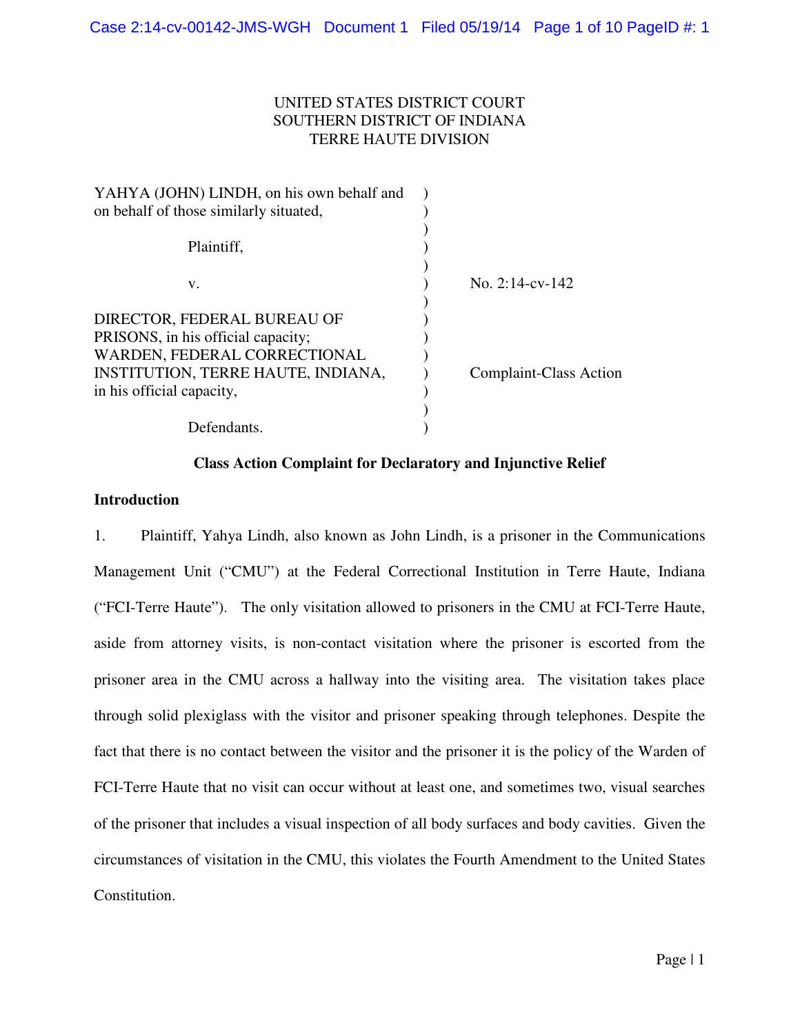UNITED STATES DISTRICT COURT
SOUTHERN DISTRICT OF INDIANA
TERRE HAUTE DIVISION

| | | |
|---|---|---|
| YAHYA (JOHN) LINDH, on his own behalf and on behalf of those similarly situated, | ) | |
| Plaintiff, | ) | |
| v. | ) | No. 2:14-cv-142 |
| DIRECTOR, FEDERAL BUREAU OF PRISONS, in his official capacity; WARDEN, FEDERAL CORRECTIONAL INSTITUTION, TERRE HAUTE, INDIANA, in his official capacity, | ) | Complaint-Class Action |
| Defendants. | ) | |

**Class Action Complaint for Declaratory and Injunctive Relief**

**Introduction**

1. Plaintiff, Yahya Lindh, also known as John Lindh, is a prisoner in the Communications Management Unit ("CMU") at the Federal Correctional Institution in Terre Haute, Indiana ("FCI-Terre Haute"). The only visitation allowed to prisoners in the CMU at FCI-Terre Haute, aside from attorney visits, is non-contact visitation where the prisoner is escorted from the prisoner area in the CMU across a hallway into the visiting area. The visitation takes place through solid plexiglass with the visitor and prisoner speaking through telephones. Despite the fact that there is no contact between the visitor and the prisoner it is the policy of the Warden of FCI-Terre Haute that no visit can occur without at least one, and sometimes two, visual searches of the prisoner that includes a visual inspection of all body surfaces and body cavities. Given the circumstances of visitation in the CMU, this violates the Fourth Amendment to the United States Constitution.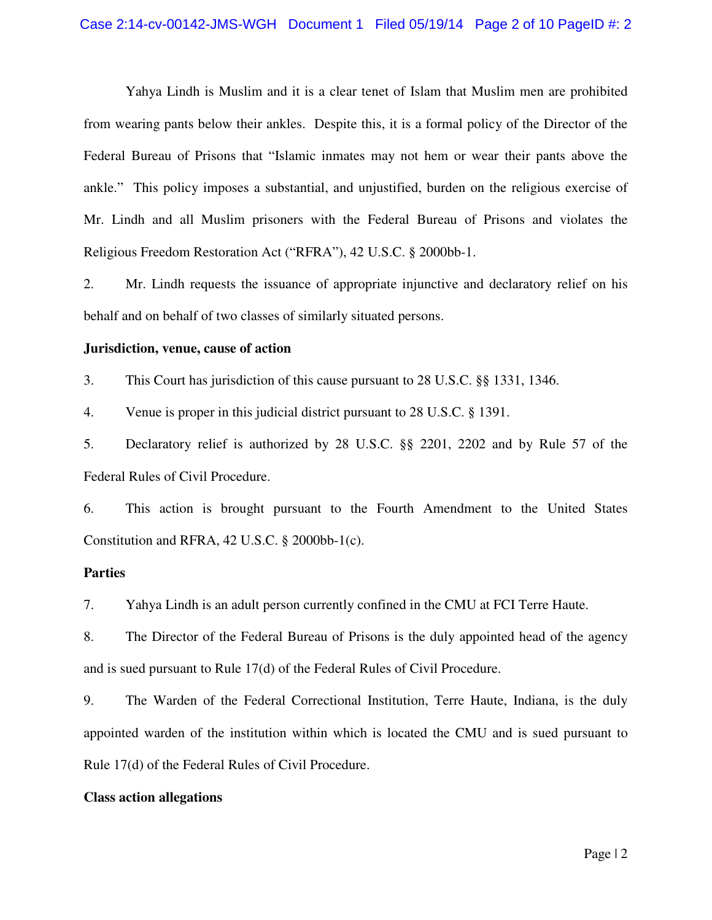Yahya Lindh is Muslim and it is a clear tenet of Islam that Muslim men are prohibited from wearing pants below their ankles. Despite this, it is a formal policy of the Director of the Federal Bureau of Prisons that "Islamic inmates may not hem or wear their pants above the ankle." This policy imposes a substantial, and unjustified, burden on the religious exercise of Mr. Lindh and all Muslim prisoners with the Federal Bureau of Prisons and violates the Religious Freedom Restoration Act ("RFRA"), 42 U.S.C. § 2000bb-1.

2. Mr. Lindh requests the issuance of appropriate injunctive and declaratory relief on his behalf and on behalf of two classes of similarly situated persons.

**Jurisdiction, venue, cause of action**

3. This Court has jurisdiction of this cause pursuant to 28 U.S.C. §§ 1331, 1346.

4. Venue is proper in this judicial district pursuant to 28 U.S.C. § 1391.

5. Declaratory relief is authorized by 28 U.S.C. §§ 2201, 2202 and by Rule 57 of the Federal Rules of Civil Procedure.

6. This action is brought pursuant to the Fourth Amendment to the United States Constitution and RFRA, 42 U.S.C. § 2000bb-1(c).

**Parties**

7. Yahya Lindh is an adult person currently confined in the CMU at FCI Terre Haute.

8. The Director of the Federal Bureau of Prisons is the duly appointed head of the agency and is sued pursuant to Rule 17(d) of the Federal Rules of Civil Procedure.

9. The Warden of the Federal Correctional Institution, Terre Haute, Indiana, is the duly appointed warden of the institution within which is located the CMU and is sued pursuant to Rule 17(d) of the Federal Rules of Civil Procedure.

**Class action allegations**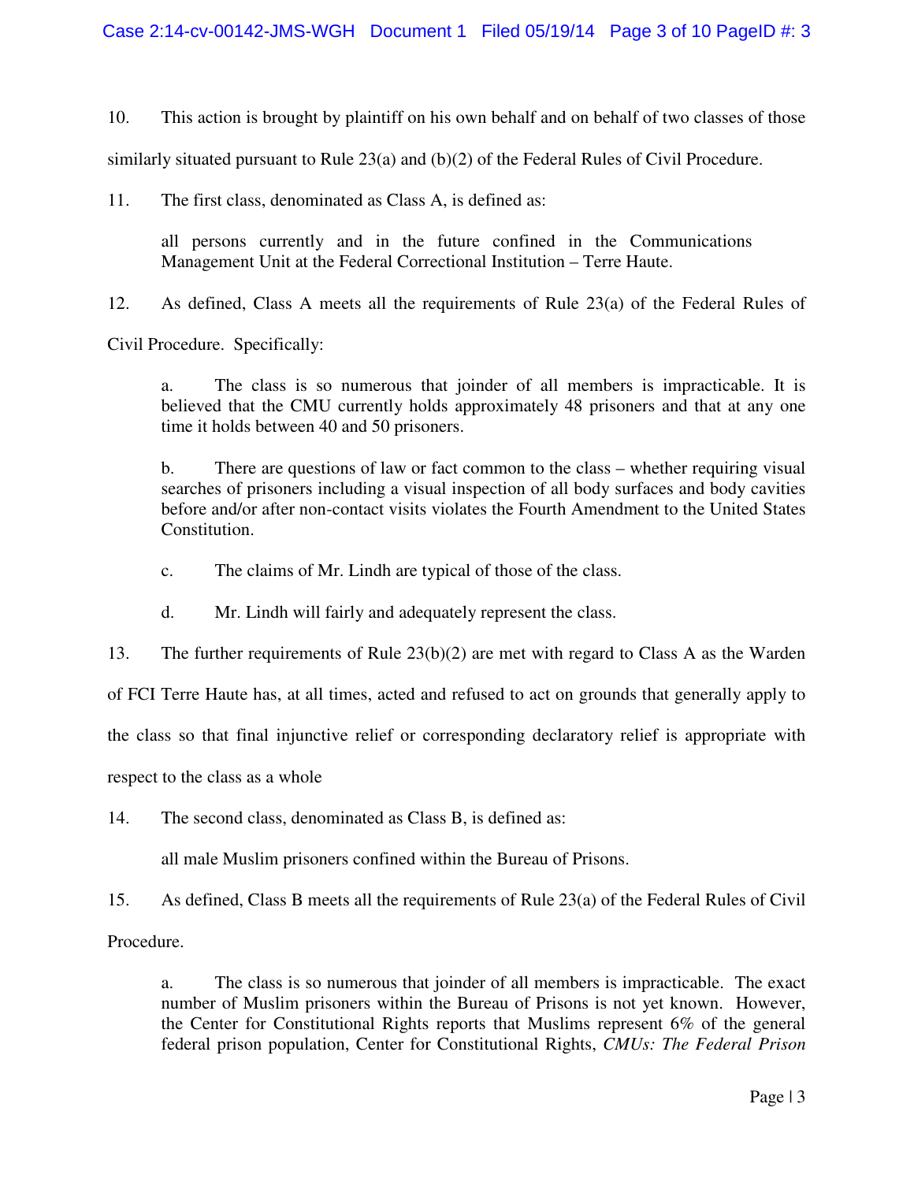10. This action is brought by plaintiff on his own behalf and on behalf of two classes of those similarly situated pursuant to Rule 23(a) and (b)(2) of the Federal Rules of Civil Procedure.

11. The first class, denominated as Class A, is defined as:

> all persons currently and in the future confined in the Communications Management Unit at the Federal Correctional Institution – Terre Haute.

12. As defined, Class A meets all the requirements of Rule 23(a) of the Federal Rules of Civil Procedure. Specifically:

> a. The class is so numerous that joinder of all members is impracticable. It is believed that the CMU currently holds approximately 48 prisoners and that at any one time it holds between 40 and 50 prisoners.
>
> b. There are questions of law or fact common to the class – whether requiring visual searches of prisoners including a visual inspection of all body surfaces and body cavities before and/or after non-contact visits violates the Fourth Amendment to the United States Constitution.
>
> c. The claims of Mr. Lindh are typical of those of the class.
>
> d. Mr. Lindh will fairly and adequately represent the class.

13. The further requirements of Rule 23(b)(2) are met with regard to Class A as the Warden of FCI Terre Haute has, at all times, acted and refused to act on grounds that generally apply to the class so that final injunctive relief or corresponding declaratory relief is appropriate with respect to the class as a whole

14. The second class, denominated as Class B, is defined as:

> all male Muslim prisoners confined within the Bureau of Prisons.

15. As defined, Class B meets all the requirements of Rule 23(a) of the Federal Rules of Civil Procedure.

> a. The class is so numerous that joinder of all members is impracticable. The exact number of Muslim prisoners within the Bureau of Prisons is not yet known. However, the Center for Constitutional Rights reports that Muslims represent 6% of the general federal prison population, Center for Constitutional Rights, *CMUs: The Federal Prison*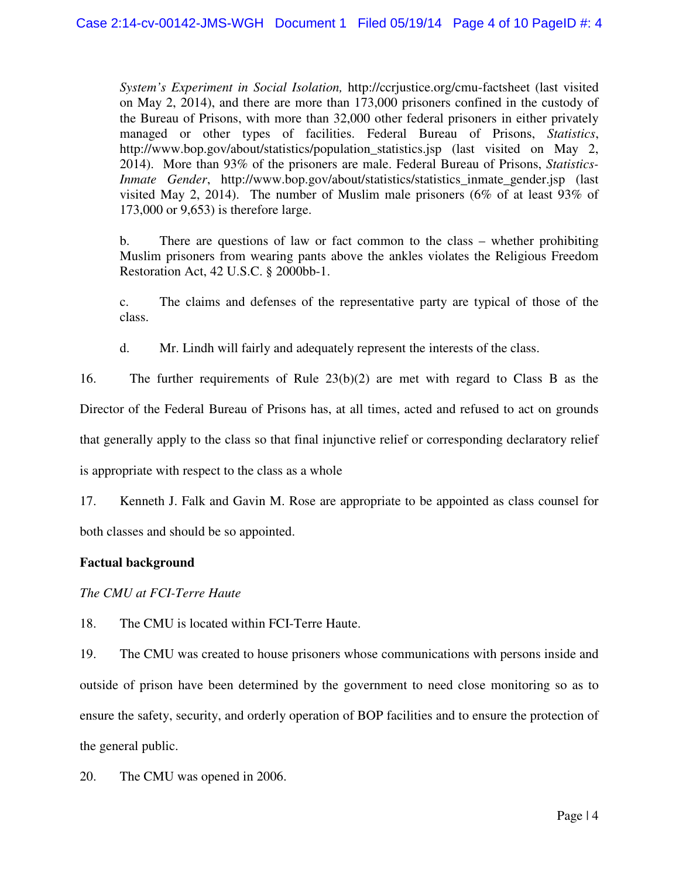*System's Experiment in Social Isolation,* http://ccrjustice.org/cmu-factsheet (last visited on May 2, 2014), and there are more than 173,000 prisoners confined in the custody of the Bureau of Prisons, with more than 32,000 other federal prisoners in either privately managed or other types of facilities. Federal Bureau of Prisons, *Statistics*, http://www.bop.gov/about/statistics/population_statistics.jsp (last visited on May 2, 2014). More than 93% of the prisoners are male. Federal Bureau of Prisons, *Statistics-Inmate Gender*, http://www.bop.gov/about/statistics/statistics_inmate_gender.jsp (last visited May 2, 2014). The number of Muslim male prisoners (6% of at least 93% of 173,000 or 9,653) is therefore large.

b. There are questions of law or fact common to the class – whether prohibiting Muslim prisoners from wearing pants above the ankles violates the Religious Freedom Restoration Act, 42 U.S.C. § 2000bb-1.

c. The claims and defenses of the representative party are typical of those of the class.

d. Mr. Lindh will fairly and adequately represent the interests of the class.

16. The further requirements of Rule 23(b)(2) are met with regard to Class B as the Director of the Federal Bureau of Prisons has, at all times, acted and refused to act on grounds that generally apply to the class so that final injunctive relief or corresponding declaratory relief is appropriate with respect to the class as a whole

17. Kenneth J. Falk and Gavin M. Rose are appropriate to be appointed as class counsel for both classes and should be so appointed.

**Factual background**

*The CMU at FCI-Terre Haute*

18. The CMU is located within FCI-Terre Haute.

19. The CMU was created to house prisoners whose communications with persons inside and outside of prison have been determined by the government to need close monitoring so as to ensure the safety, security, and orderly operation of BOP facilities and to ensure the protection of the general public.

20. The CMU was opened in 2006.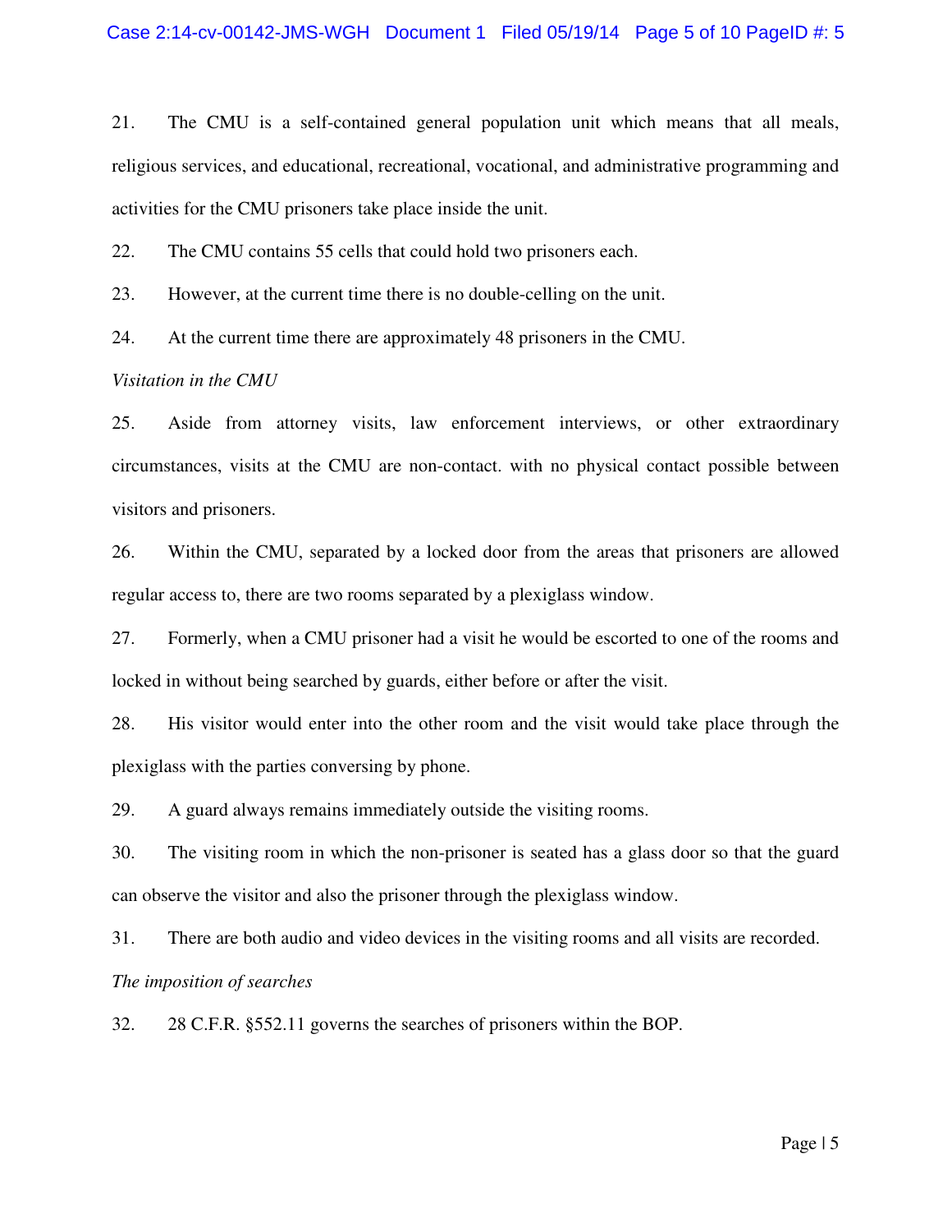21. The CMU is a self-contained general population unit which means that all meals, religious services, and educational, recreational, vocational, and administrative programming and activities for the CMU prisoners take place inside the unit.

22. The CMU contains 55 cells that could hold two prisoners each.

23. However, at the current time there is no double-celling on the unit.

24. At the current time there are approximately 48 prisoners in the CMU.

*Visitation in the CMU*

25. Aside from attorney visits, law enforcement interviews, or other extraordinary circumstances, visits at the CMU are non-contact. with no physical contact possible between visitors and prisoners.

26. Within the CMU, separated by a locked door from the areas that prisoners are allowed regular access to, there are two rooms separated by a plexiglass window.

27. Formerly, when a CMU prisoner had a visit he would be escorted to one of the rooms and locked in without being searched by guards, either before or after the visit.

28. His visitor would enter into the other room and the visit would take place through the plexiglass with the parties conversing by phone.

29. A guard always remains immediately outside the visiting rooms.

30. The visiting room in which the non-prisoner is seated has a glass door so that the guard can observe the visitor and also the prisoner through the plexiglass window.

31. There are both audio and video devices in the visiting rooms and all visits are recorded.

*The imposition of searches*

32. 28 C.F.R. §552.11 governs the searches of prisoners within the BOP.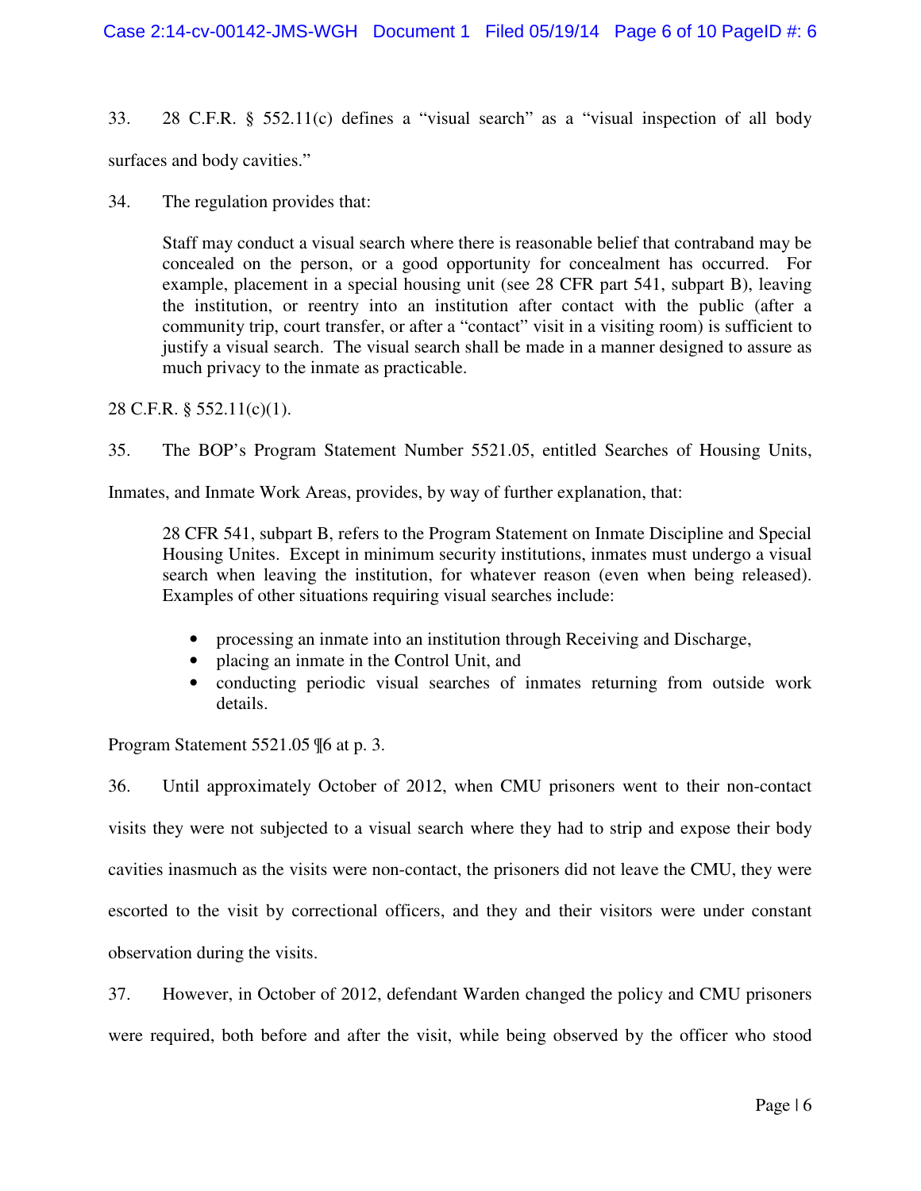33. 28 C.F.R. § 552.11(c) defines a "visual search" as a "visual inspection of all body surfaces and body cavities."

34. The regulation provides that:

> Staff may conduct a visual search where there is reasonable belief that contraband may be concealed on the person, or a good opportunity for concealment has occurred. For example, placement in a special housing unit (see 28 CFR part 541, subpart B), leaving the institution, or reentry into an institution after contact with the public (after a community trip, court transfer, or after a "contact" visit in a visiting room) is sufficient to justify a visual search. The visual search shall be made in a manner designed to assure as much privacy to the inmate as practicable.

28 C.F.R. § 552.11(c)(1).

35. The BOP's Program Statement Number 5521.05, entitled Searches of Housing Units, Inmates, and Inmate Work Areas, provides, by way of further explanation, that:

> 28 CFR 541, subpart B, refers to the Program Statement on Inmate Discipline and Special Housing Unites. Except in minimum security institutions, inmates must undergo a visual search when leaving the institution, for whatever reason (even when being released). Examples of other situations requiring visual searches include:
>
> - processing an inmate into an institution through Receiving and Discharge,
> - placing an inmate in the Control Unit, and
> - conducting periodic visual searches of inmates returning from outside work details.

Program Statement 5521.05 ¶6 at p. 3.

36. Until approximately October of 2012, when CMU prisoners went to their non-contact visits they were not subjected to a visual search where they had to strip and expose their body cavities inasmuch as the visits were non-contact, the prisoners did not leave the CMU, they were escorted to the visit by correctional officers, and they and their visitors were under constant observation during the visits.

37. However, in October of 2012, defendant Warden changed the policy and CMU prisoners were required, both before and after the visit, while being observed by the officer who stood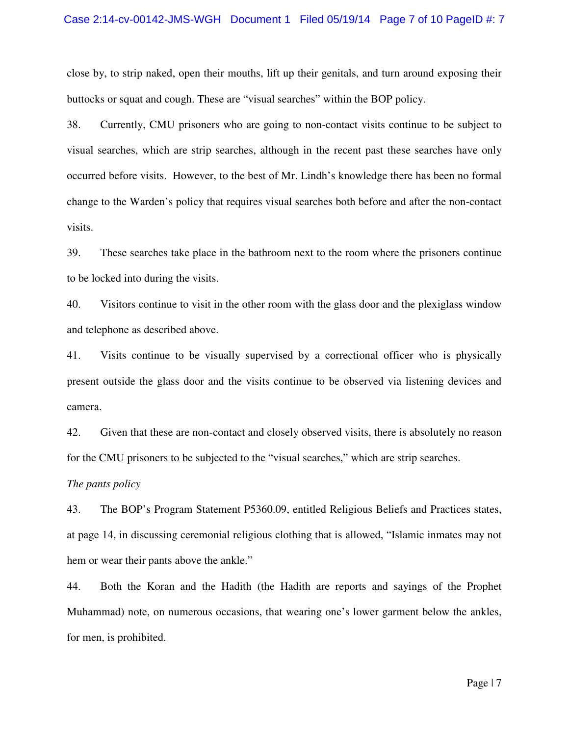close by, to strip naked, open their mouths, lift up their genitals, and turn around exposing their buttocks or squat and cough. These are "visual searches" within the BOP policy.

38. Currently, CMU prisoners who are going to non-contact visits continue to be subject to visual searches, which are strip searches, although in the recent past these searches have only occurred before visits. However, to the best of Mr. Lindh's knowledge there has been no formal change to the Warden's policy that requires visual searches both before and after the non-contact visits.

39. These searches take place in the bathroom next to the room where the prisoners continue to be locked into during the visits.

40. Visitors continue to visit in the other room with the glass door and the plexiglass window and telephone as described above.

41. Visits continue to be visually supervised by a correctional officer who is physically present outside the glass door and the visits continue to be observed via listening devices and camera.

42. Given that these are non-contact and closely observed visits, there is absolutely no reason for the CMU prisoners to be subjected to the "visual searches," which are strip searches.

*The pants policy*

43. The BOP's Program Statement P5360.09, entitled Religious Beliefs and Practices states, at page 14, in discussing ceremonial religious clothing that is allowed, "Islamic inmates may not hem or wear their pants above the ankle."

44. Both the Koran and the Hadith (the Hadith are reports and sayings of the Prophet Muhammad) note, on numerous occasions, that wearing one's lower garment below the ankles, for men, is prohibited.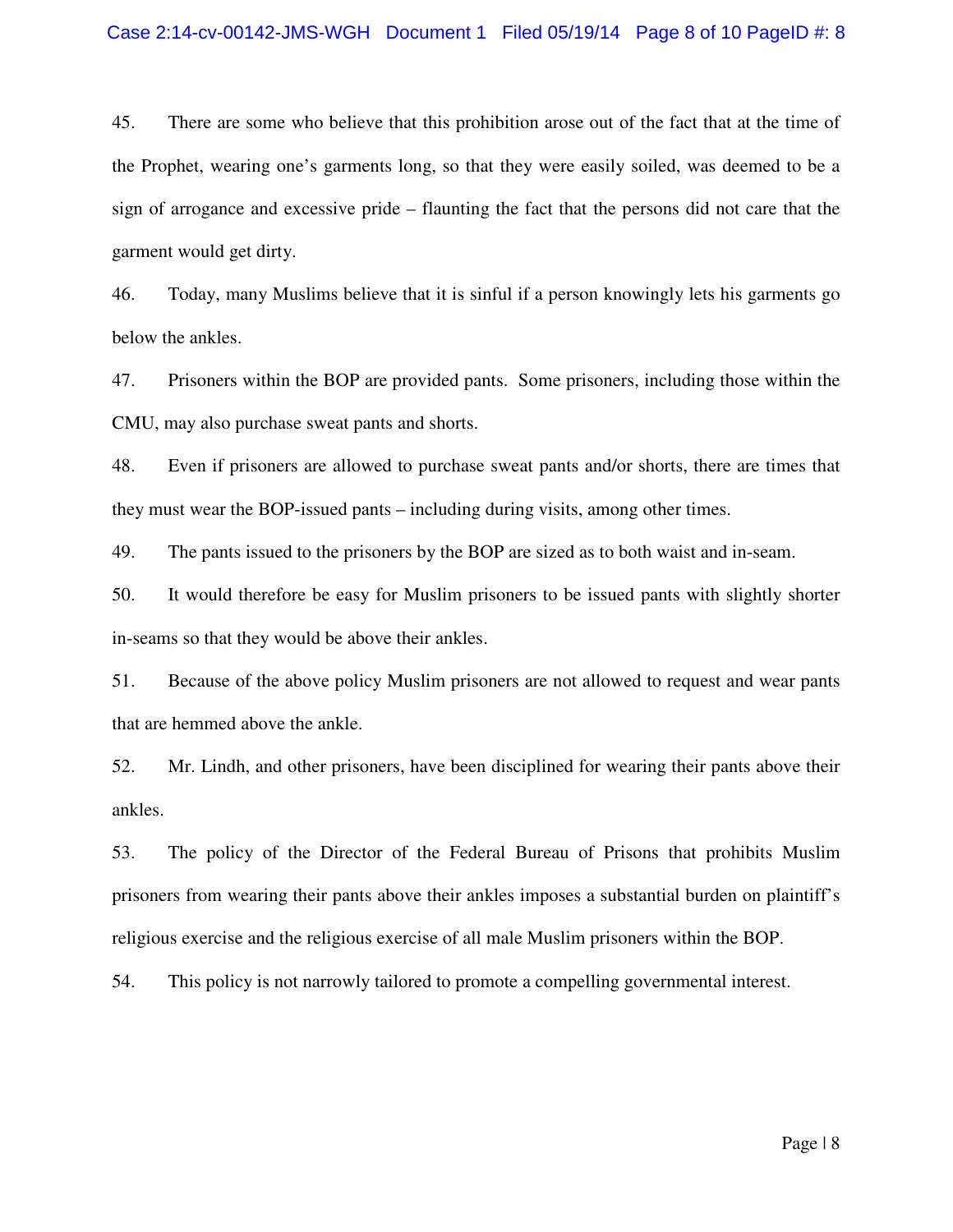45. There are some who believe that this prohibition arose out of the fact that at the time of the Prophet, wearing one's garments long, so that they were easily soiled, was deemed to be a sign of arrogance and excessive pride – flaunting the fact that the persons did not care that the garment would get dirty.

46. Today, many Muslims believe that it is sinful if a person knowingly lets his garments go below the ankles.

47. Prisoners within the BOP are provided pants. Some prisoners, including those within the CMU, may also purchase sweat pants and shorts.

48. Even if prisoners are allowed to purchase sweat pants and/or shorts, there are times that they must wear the BOP-issued pants – including during visits, among other times.

49. The pants issued to the prisoners by the BOP are sized as to both waist and in-seam.

50. It would therefore be easy for Muslim prisoners to be issued pants with slightly shorter in-seams so that they would be above their ankles.

51. Because of the above policy Muslim prisoners are not allowed to request and wear pants that are hemmed above the ankle.

52. Mr. Lindh, and other prisoners, have been disciplined for wearing their pants above their ankles.

53. The policy of the Director of the Federal Bureau of Prisons that prohibits Muslim prisoners from wearing their pants above their ankles imposes a substantial burden on plaintiff's religious exercise and the religious exercise of all male Muslim prisoners within the BOP.

54. This policy is not narrowly tailored to promote a compelling governmental interest.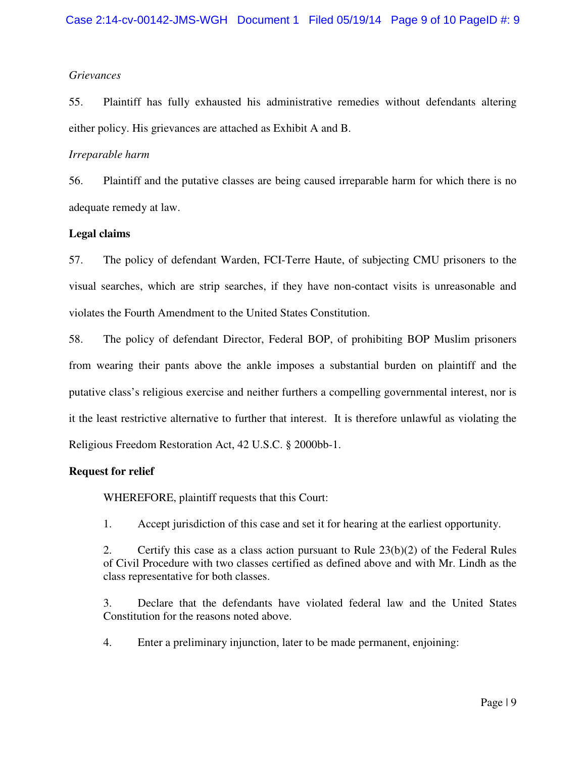*Grievances*

55. Plaintiff has fully exhausted his administrative remedies without defendants altering either policy. His grievances are attached as Exhibit A and B.

*Irreparable harm*

56. Plaintiff and the putative classes are being caused irreparable harm for which there is no adequate remedy at law.

**Legal claims**

57. The policy of defendant Warden, FCI-Terre Haute, of subjecting CMU prisoners to the visual searches, which are strip searches, if they have non-contact visits is unreasonable and violates the Fourth Amendment to the United States Constitution.

58. The policy of defendant Director, Federal BOP, of prohibiting BOP Muslim prisoners from wearing their pants above the ankle imposes a substantial burden on plaintiff and the putative class's religious exercise and neither furthers a compelling governmental interest, nor is it the least restrictive alternative to further that interest. It is therefore unlawful as violating the Religious Freedom Restoration Act, 42 U.S.C. § 2000bb-1.

**Request for relief**

WHEREFORE, plaintiff requests that this Court:

1. Accept jurisdiction of this case and set it for hearing at the earliest opportunity.

2. Certify this case as a class action pursuant to Rule 23(b)(2) of the Federal Rules of Civil Procedure with two classes certified as defined above and with Mr. Lindh as the class representative for both classes.

3. Declare that the defendants have violated federal law and the United States Constitution for the reasons noted above.

4. Enter a preliminary injunction, later to be made permanent, enjoining: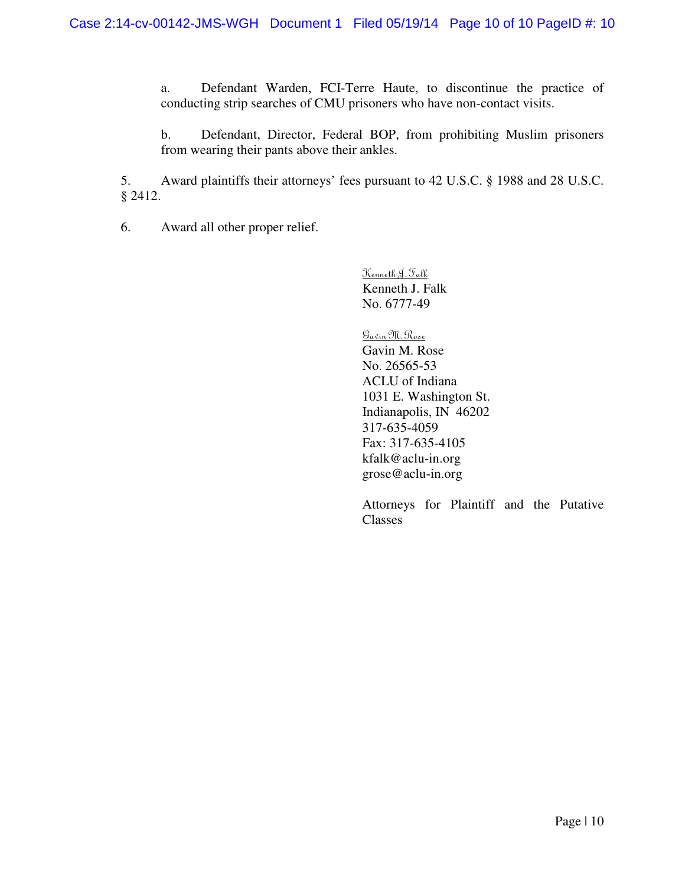a. Defendant Warden, FCI-Terre Haute, to discontinue the practice of conducting strip searches of CMU prisoners who have non-contact visits.

b. Defendant, Director, Federal BOP, from prohibiting Muslim prisoners from wearing their pants above their ankles.

5. Award plaintiffs their attorneys' fees pursuant to 42 U.S.C. § 1988 and 28 U.S.C. § 2412.

6. Award all other proper relief.

Kenneth J. Falk
Kenneth J. Falk
No. 6777-49

Gavin M. Rose
Gavin M. Rose
No. 26565-53
ACLU of Indiana
1031 E. Washington St.
Indianapolis, IN 46202
317-635-4059
Fax: 317-635-4105
kfalk@aclu-in.org
grose@aclu-in.org

Attorneys for Plaintiff and the Putative Classes